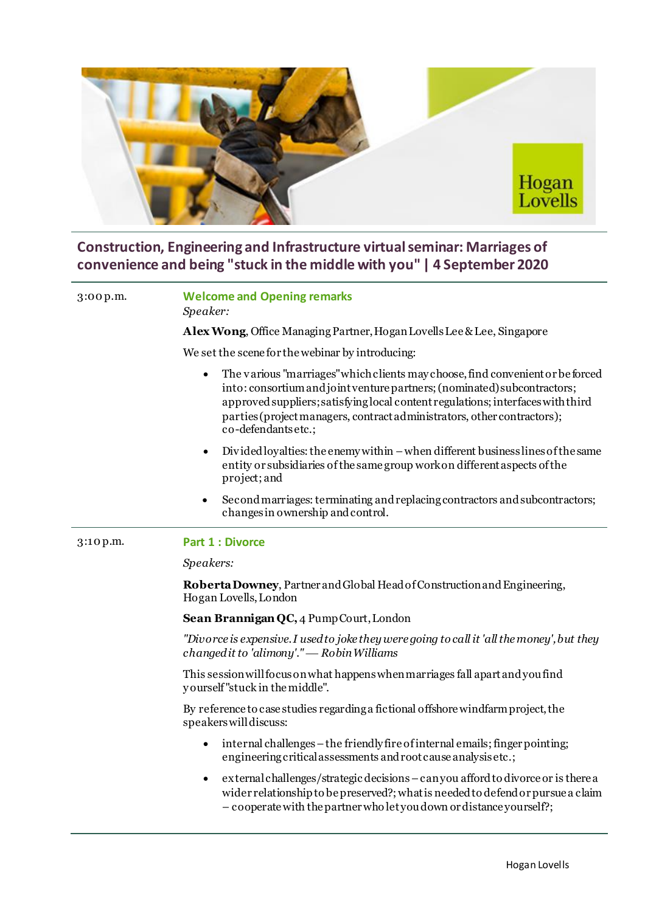# Construction, Engineering and Infrastructure virtual seminar: Marriages of convenience and being "stuck in the middle with you" | 4 September 2020

3:00 p.m.

## Welcome and Opening remarks

*Speaker:*

**Alex Wong**, Office Managing Partner, Hogan Lovells Lee & Lee, Singapore

We set the scene for the webinar by introducing:

- The various "marriages" which clients may choose, find convenient or be forced into: consortium and joint venture partners; (nominated) subcontractors; approved suppliers; satisfying local content regulations; interfaces with third parties (project managers, contract administrators, other contractors); co-defendants etc.;
- Divided loyalties: the enemy within – when different business lines of the same entity or subsidiaries of the same group work on different aspects of the project; and
- Second marriages: terminating and replacing contractors and subcontractors; changes in ownership and control.

3:10 p.m.

## Part 1 : Divorce

*Speakers:*

**Roberta Downey**, Partner and Global Head of Construction and Engineering, Hogan Lovells, London

**Sean Brannigan QC,** 4 Pump Court, London

*"Divorce is expensive. I used to joke they were going to call it 'all the money', but they changed it to 'alimony'." — Robin Williams*

This session will focus on what happens when marriages fall apart and you find yourself "stuck in the middle".

By reference to case studies regarding a fictional offshore windfarm project, the speakers will discuss:

- internal challenges – the friendly fire of internal emails; finger pointing; engineering critical assessments and root cause analysis etc.;
- external challenges/strategic decisions – can you afford to divorce or is there a wider relationship to be preserved?; what is needed to defend or pursue a claim – cooperate with the partner who let you down or distance yourself?;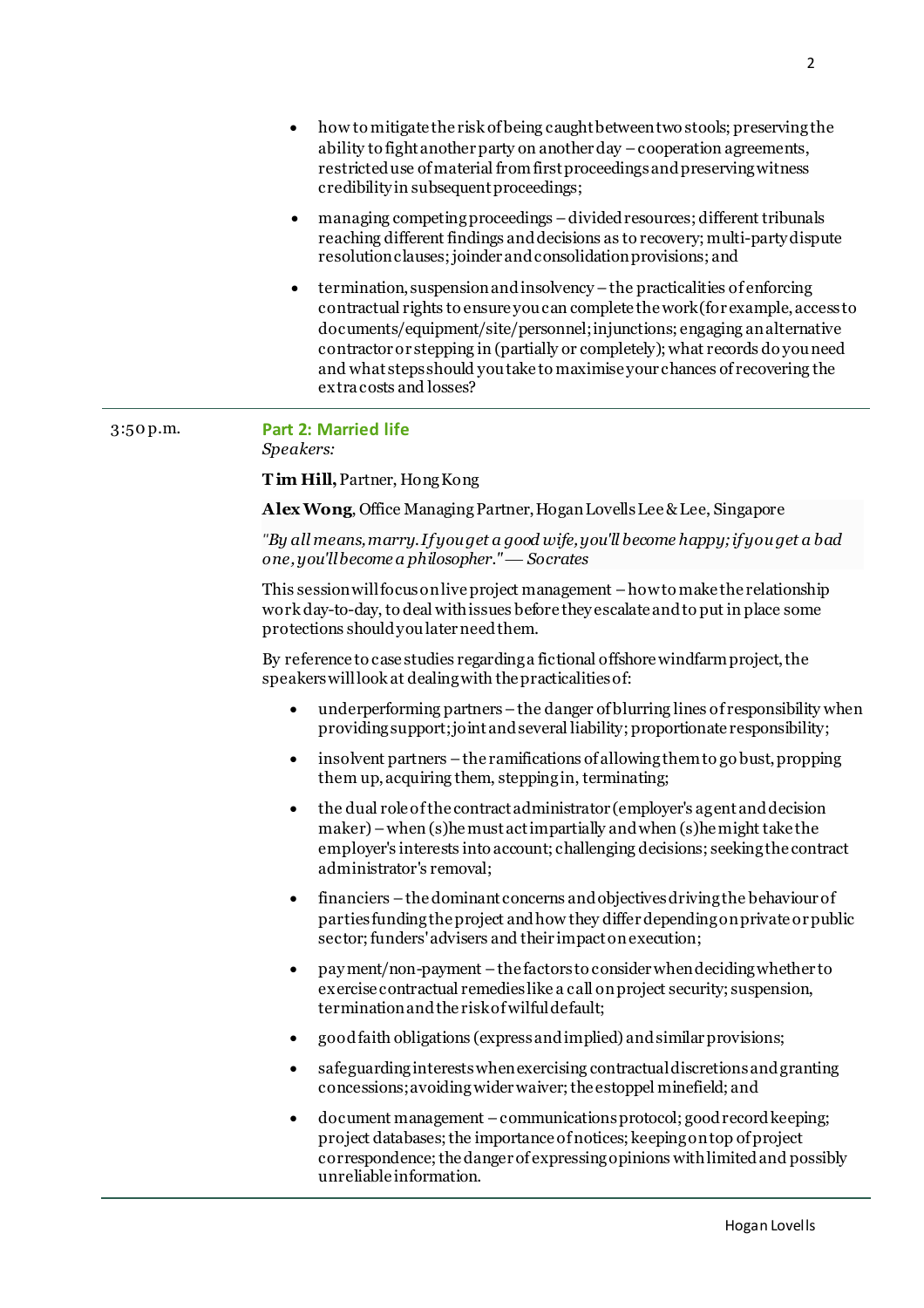- how to mitigate the risk of being caught between two stools; preserving the ability to fight another party on another day – cooperation agreements, restricted use of material from first proceedings and preserving witness credibility in subsequent proceedings;
- managing competing proceedings – divided resources; different tribunals reaching different findings and decisions as to recovery; multi-party dispute resolution clauses; joinder and consolidation provisions; and
- termination, suspension and insolvency – the practicalities of enforcing contractual rights to ensure you can complete the work (for example, access to documents/equipment/site/personnel; injunctions; engaging an alternative contractor or stepping in (partially or completely); what records do you need and what steps should you take to maximise your chances of recovering the extra costs and losses?

---

3:50 p.m.

## Part 2: Married life

*Speakers:*

**Tim Hill,** Partner, Hong Kong

**Alex Wong**, Office Managing Partner, Hogan Lovells Lee & Lee, Singapore

*"By all means, marry. If you get a good wife, you'll become happy; if you get a bad one, you'll become a philosopher." — Socrates*

This session will focus on live project management – how to make the relationship work day-to-day, to deal with issues before they escalate and to put in place some protections should you later need them.

By reference to case studies regarding a fictional offshore windfarm project, the speakers will look at dealing with the practicalities of:

- underperforming partners – the danger of blurring lines of responsibility when providing support; joint and several liability; proportionate responsibility;
- insolvent partners – the ramifications of allowing them to go bust, propping them up, acquiring them, stepping in, terminating;
- the dual role of the contract administrator (employer's agent and decision maker) – when (s)he must act impartially and when (s)he might take the employer's interests into account; challenging decisions; seeking the contract administrator's removal;
- financiers – the dominant concerns and objectives driving the behaviour of parties funding the project and how they differ depending on private or public sector; funders' advisers and their impact on execution;
- payment/non-payment – the factors to consider when deciding whether to exercise contractual remedies like a call on project security; suspension, termination and the risk of wilful default;
- good faith obligations (express and implied) and similar provisions;
- safeguarding interests when exercising contractual discretions and granting concessions; avoiding wider waiver; the estoppel minefield; and
- document management – communications protocol; good record keeping; project databases; the importance of notices; keeping on top of project correspondence; the danger of expressing opinions with limited and possibly unreliable information.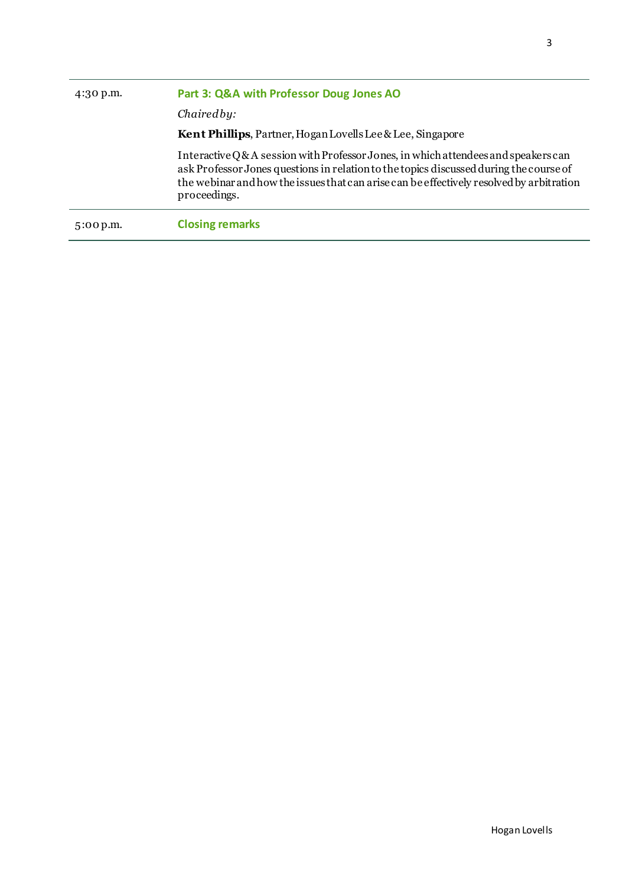| | |
|---|---|
| 4:30 p.m. | **Part 3: Q&A with Professor Doug Jones AO**<br>*Chaired by:*<br>**Kent Phillips**, Partner, Hogan Lovells Lee & Lee, Singapore<br>Interactive Q&A session with Professor Jones, in which attendees and speakers can ask Professor Jones questions in relation to the topics discussed during the course of the webinar and how the issues that can arise can be effectively resolved by arbitration proceedings. |
| 5:00 p.m. | **Closing remarks** |